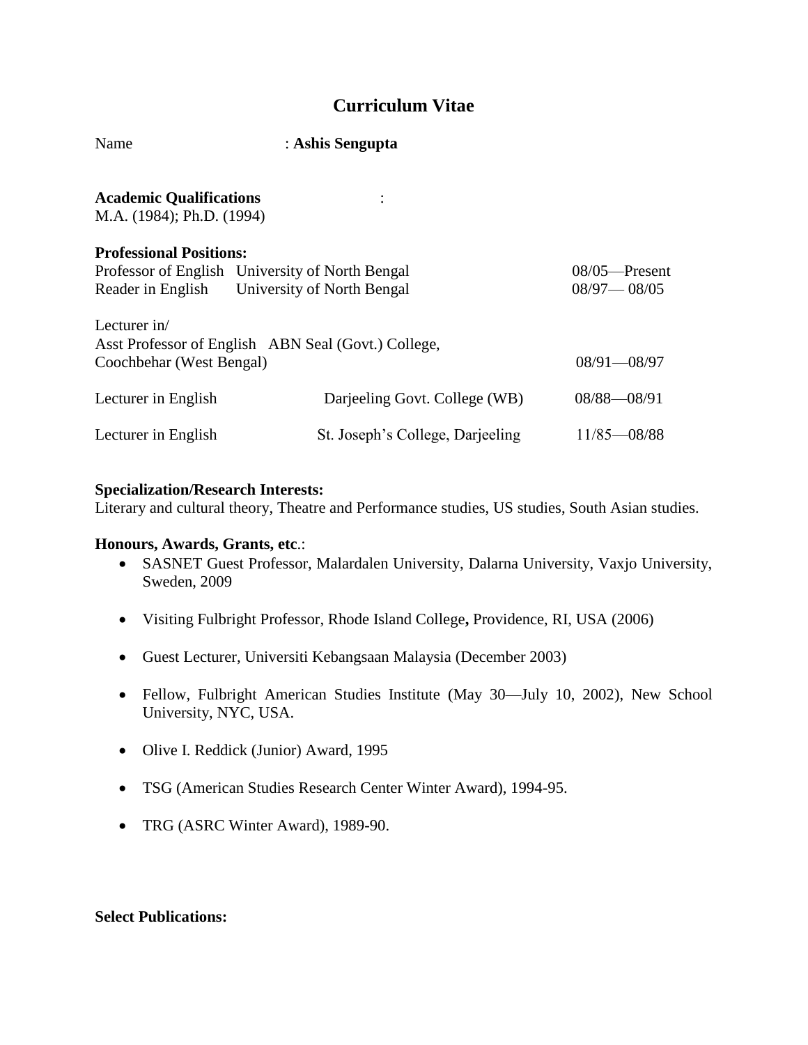# Curriculum Vitae

Name : **Ashis Sengupta**

**Academic Qualifications** :
M.A. (1984); Ph.D. (1994)

**Professional Positions:**

| | | |
|---|---|---|
| Professor of English | University of North Bengal | 08/05—Present |
| Reader in English | University of North Bengal | 08/97— 08/05 |
| Lecturer in/ Asst Professor of English | ABN Seal (Govt.) College, Coochbehar (West Bengal) | 08/91—08/97 |
| Lecturer in English | Darjeeling Govt. College (WB) | 08/88—08/91 |
| Lecturer in English | St. Joseph's College, Darjeeling | 11/85—08/88 |

**Specialization/Research Interests:**
Literary and cultural theory, Theatre and Performance studies, US studies, South Asian studies.

**Honours, Awards, Grants, etc**.:

- SASNET Guest Professor, Malardalen University, Dalarna University, Vaxjo University, Sweden, 2009
- Visiting Fulbright Professor, Rhode Island College**,** Providence, RI, USA (2006)
- Guest Lecturer, Universiti Kebangsaan Malaysia (December 2003)
- Fellow, Fulbright American Studies Institute (May 30—July 10, 2002), New School University, NYC, USA.
- Olive I. Reddick (Junior) Award, 1995
- TSG (American Studies Research Center Winter Award), 1994-95.
- TRG (ASRC Winter Award), 1989-90.

**Select Publications:**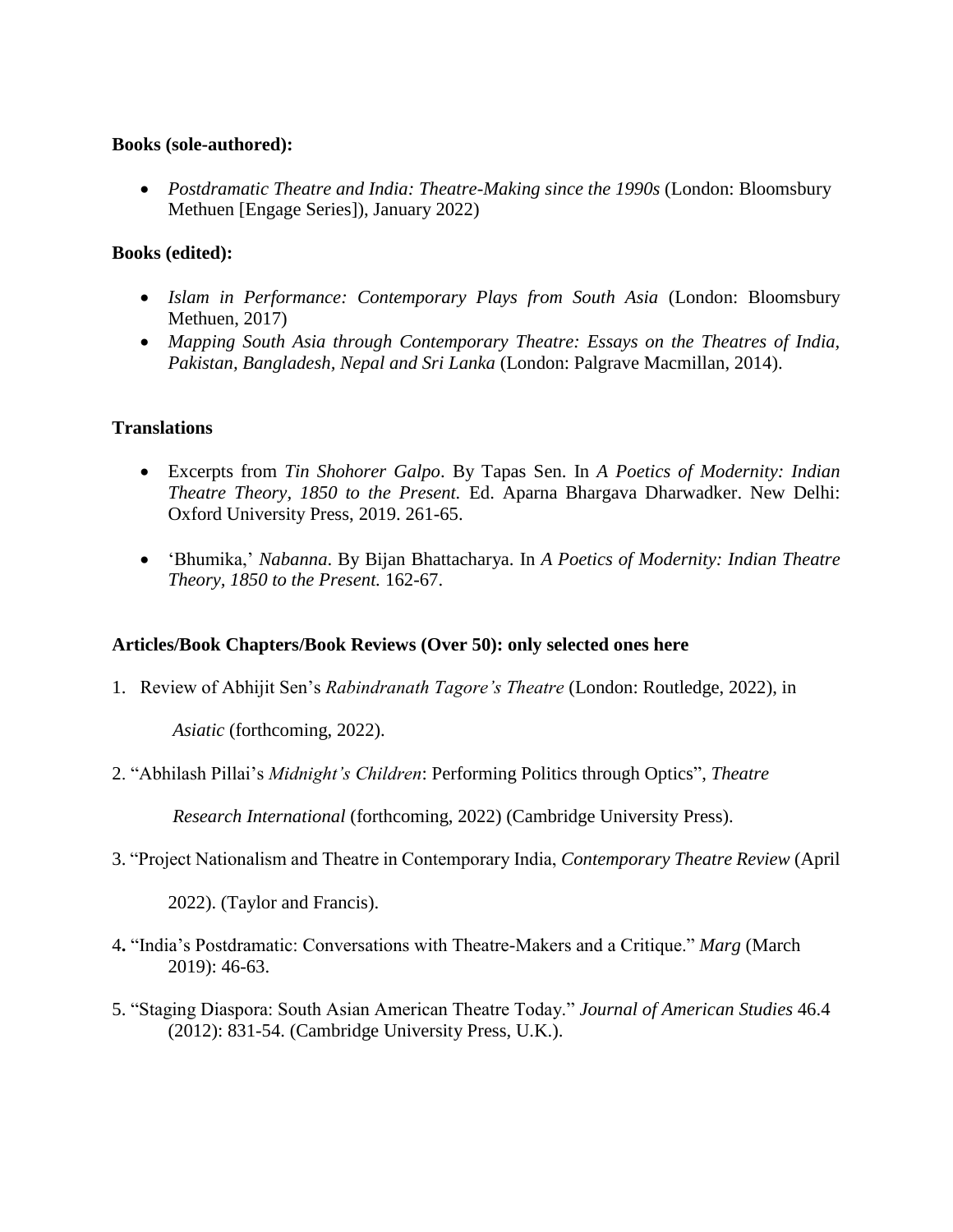**Books (sole-authored):**

- *Postdramatic Theatre and India: Theatre-Making since the 1990s* (London: Bloomsbury Methuen [Engage Series]), January 2022)

**Books (edited):**

- *Islam in Performance: Contemporary Plays from South Asia* (London: Bloomsbury Methuen, 2017)
- *Mapping South Asia through Contemporary Theatre: Essays on the Theatres of India, Pakistan, Bangladesh, Nepal and Sri Lanka* (London: Palgrave Macmillan, 2014).

**Translations**

- Excerpts from *Tin Shohorer Galpo*. By Tapas Sen. In *A Poetics of Modernity: Indian Theatre Theory, 1850 to the Present.* Ed. Aparna Bhargava Dharwadker. New Delhi: Oxford University Press, 2019. 261-65.
- 'Bhumika,' *Nabanna*. By Bijan Bhattacharya. In *A Poetics of Modernity: Indian Theatre Theory, 1850 to the Present.* 162-67.

**Articles/Book Chapters/Book Reviews (Over 50): only selected ones here**

1. Review of Abhijit Sen's *Rabindranath Tagore's Theatre* (London: Routledge, 2022), in *Asiatic* (forthcoming, 2022).
2. "Abhilash Pillai's *Midnight's Children*: Performing Politics through Optics", *Theatre Research International* (forthcoming, 2022) (Cambridge University Press).
3. "Project Nationalism and Theatre in Contemporary India, *Contemporary Theatre Review* (April 2022). (Taylor and Francis).
4. "India's Postdramatic: Conversations with Theatre-Makers and a Critique." *Marg* (March 2019): 46-63.
5. "Staging Diaspora: South Asian American Theatre Today." *Journal of American Studies* 46.4 (2012): 831-54. (Cambridge University Press, U.K.).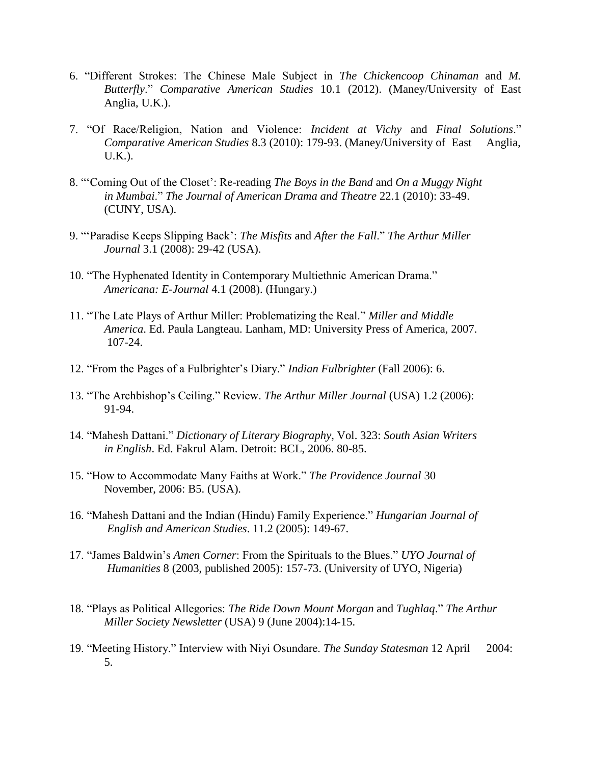6. "Different Strokes: The Chinese Male Subject in *The Chickencoop Chinaman* and *M. Butterfly*." *Comparative American Studies* 10.1 (2012). (Maney/University of East Anglia, U.K.).

7. "Of Race/Religion, Nation and Violence: *Incident at Vichy* and *Final Solutions*." *Comparative American Studies* 8.3 (2010): 179-93. (Maney/University of East Anglia, U.K.).

8. "'Coming Out of the Closet': Re-reading *The Boys in the Band* and *On a Muggy Night in Mumbai*." *The Journal of American Drama and Theatre* 22.1 (2010): 33-49. (CUNY, USA).

9. "'Paradise Keeps Slipping Back': *The Misfits* and *After the Fall*." *The Arthur Miller Journal* 3.1 (2008): 29-42 (USA).

10. "The Hyphenated Identity in Contemporary Multiethnic American Drama." *Americana: E-Journal* 4.1 (2008). (Hungary.)

11. "The Late Plays of Arthur Miller: Problematizing the Real." *Miller and Middle America*. Ed. Paula Langteau. Lanham, MD: University Press of America, 2007. 107-24.

12. "From the Pages of a Fulbrighter's Diary." *Indian Fulbrighter* (Fall 2006): 6.

13. "The Archbishop's Ceiling." Review. *The Arthur Miller Journal* (USA) 1.2 (2006): 91-94.

14. "Mahesh Dattani." *Dictionary of Literary Biography*, Vol. 323: *South Asian Writers in English*. Ed. Fakrul Alam. Detroit: BCL, 2006. 80-85.

15. "How to Accommodate Many Faiths at Work." *The Providence Journal* 30 November, 2006: B5. (USA).

16. "Mahesh Dattani and the Indian (Hindu) Family Experience." *Hungarian Journal of English and American Studies*. 11.2 (2005): 149-67.

17. "James Baldwin's *Amen Corner*: From the Spirituals to the Blues." *UYO Journal of Humanities* 8 (2003, published 2005): 157-73. (University of UYO, Nigeria)

18. "Plays as Political Allegories: *The Ride Down Mount Morgan* and *Tughlaq*." *The Arthur Miller Society Newsletter* (USA) 9 (June 2004):14-15.

19. "Meeting History." Interview with Niyi Osundare. *The Sunday Statesman* 12 April 2004: 5.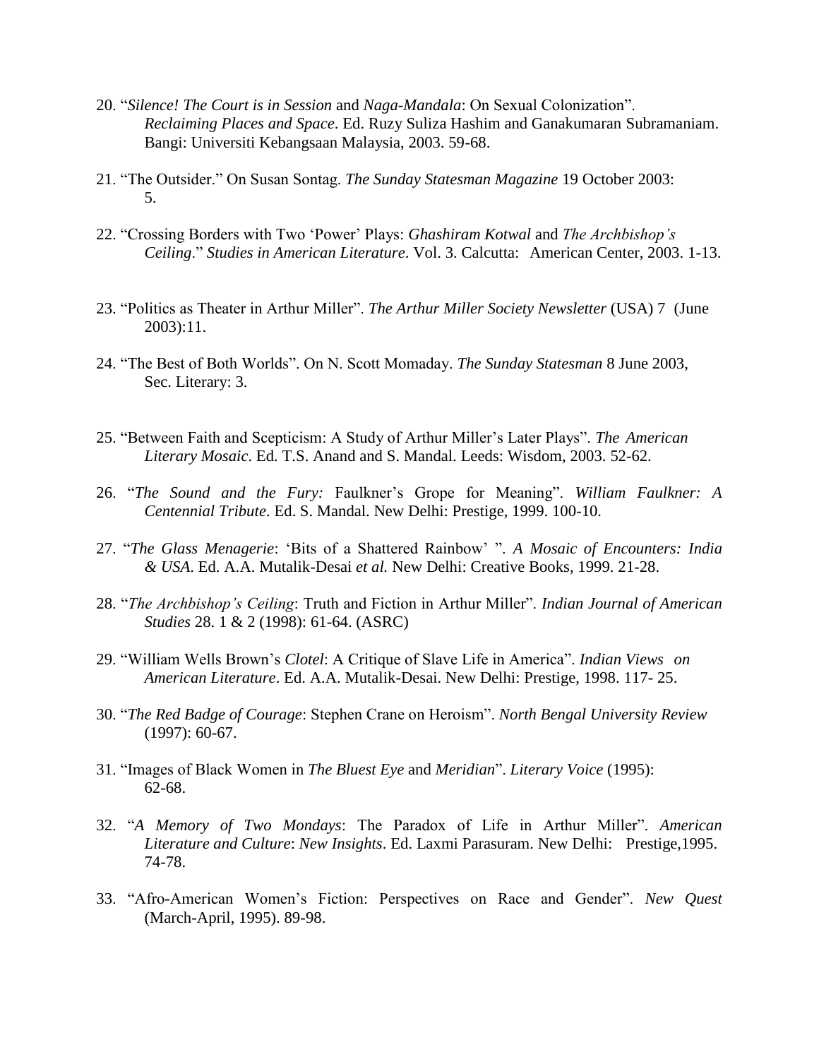20. "*Silence! The Court is in Session* and *Naga-Mandala*: On Sexual Colonization". *Reclaiming Places and Space*. Ed. Ruzy Suliza Hashim and Ganakumaran Subramaniam. Bangi: Universiti Kebangsaan Malaysia, 2003. 59-68.

21. "The Outsider." On Susan Sontag. *The Sunday Statesman Magazine* 19 October 2003: 5.

22. "Crossing Borders with Two 'Power' Plays: *Ghashiram Kotwal* and *The Archbishop's Ceiling*." *Studies in American Literature*. Vol. 3. Calcutta: American Center, 2003. 1-13.

23. "Politics as Theater in Arthur Miller". *The Arthur Miller Society Newsletter* (USA) 7 (June 2003):11.

24. "The Best of Both Worlds". On N. Scott Momaday. *The Sunday Statesman* 8 June 2003, Sec. Literary: 3.

25. "Between Faith and Scepticism: A Study of Arthur Miller's Later Plays". *The American Literary Mosaic*. Ed. T.S. Anand and S. Mandal. Leeds: Wisdom, 2003. 52-62.

26. "*The Sound and the Fury:* Faulkner's Grope for Meaning". *William Faulkner: A Centennial Tribute*. Ed. S. Mandal. New Delhi: Prestige, 1999. 100-10.

27. "*The Glass Menagerie*: 'Bits of a Shattered Rainbow' ". *A Mosaic of Encounters: India & USA*. Ed. A.A. Mutalik-Desai *et al.* New Delhi: Creative Books, 1999. 21-28.

28. "*The Archbishop's Ceiling*: Truth and Fiction in Arthur Miller". *Indian Journal of American Studies* 28. 1 & 2 (1998): 61-64. (ASRC)

29. "William Wells Brown's *Clotel*: A Critique of Slave Life in America". *Indian Views on American Literature*. Ed. A.A. Mutalik-Desai. New Delhi: Prestige, 1998. 117- 25.

30. "*The Red Badge of Courage*: Stephen Crane on Heroism". *North Bengal University Review* (1997): 60-67.

31. "Images of Black Women in *The Bluest Eye* and *Meridian*". *Literary Voice* (1995): 62-68.

32. "*A Memory of Two Mondays*: The Paradox of Life in Arthur Miller". *American Literature and Culture*: *New Insights*. Ed. Laxmi Parasuram. New Delhi: Prestige,1995. 74-78.

33. "Afro-American Women's Fiction: Perspectives on Race and Gender". *New Quest* (March-April, 1995). 89-98.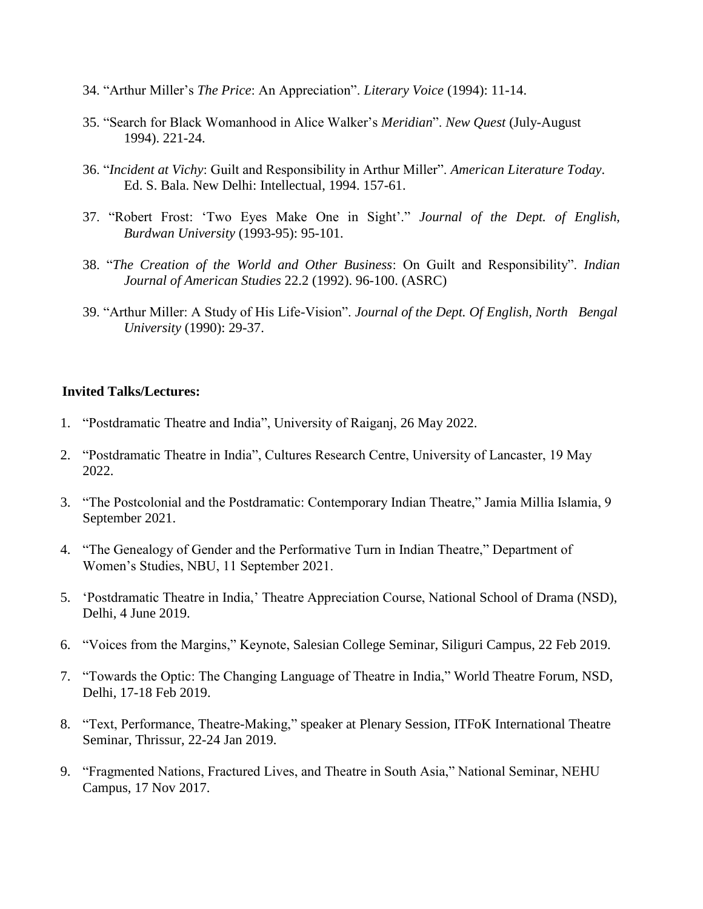34. "Arthur Miller's *The Price*: An Appreciation". *Literary Voice* (1994): 11-14.

35. "Search for Black Womanhood in Alice Walker's *Meridian*". *New Quest* (July-August 1994). 221-24.

36. "*Incident at Vichy*: Guilt and Responsibility in Arthur Miller". *American Literature Today*. Ed. S. Bala. New Delhi: Intellectual, 1994. 157-61.

37. "Robert Frost: 'Two Eyes Make One in Sight'." *Journal of the Dept. of English, Burdwan University* (1993-95): 95-101.

38. "*The Creation of the World and Other Business*: On Guilt and Responsibility". *Indian Journal of American Studies* 22.2 (1992). 96-100. (ASRC)

39. "Arthur Miller: A Study of His Life-Vision". *Journal of the Dept. Of English, North Bengal University* (1990): 29-37.

**Invited Talks/Lectures:**

1. "Postdramatic Theatre and India", University of Raiganj, 26 May 2022.
2. "Postdramatic Theatre in India", Cultures Research Centre, University of Lancaster, 19 May 2022.
3. "The Postcolonial and the Postdramatic: Contemporary Indian Theatre," Jamia Millia Islamia, 9 September 2021.
4. "The Genealogy of Gender and the Performative Turn in Indian Theatre," Department of Women's Studies, NBU, 11 September 2021.
5. 'Postdramatic Theatre in India,' Theatre Appreciation Course, National School of Drama (NSD), Delhi, 4 June 2019.
6. "Voices from the Margins," Keynote, Salesian College Seminar, Siliguri Campus, 22 Feb 2019.
7. "Towards the Optic: The Changing Language of Theatre in India," World Theatre Forum, NSD, Delhi, 17-18 Feb 2019.
8. "Text, Performance, Theatre-Making," speaker at Plenary Session, ITFoK International Theatre Seminar, Thrissur, 22-24 Jan 2019.
9. "Fragmented Nations, Fractured Lives, and Theatre in South Asia," National Seminar, NEHU Campus, 17 Nov 2017.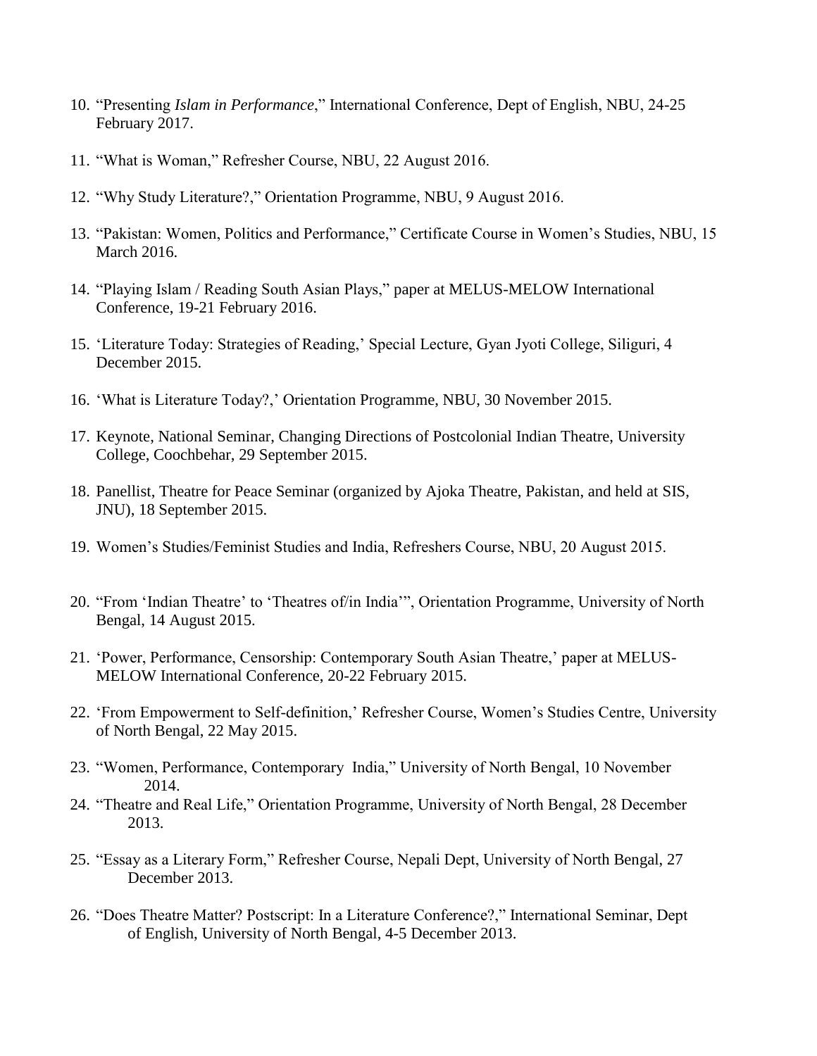10. "Presenting *Islam in Performance*," International Conference, Dept of English, NBU, 24-25 February 2017.

11. "What is Woman," Refresher Course, NBU, 22 August 2016.

12. "Why Study Literature?," Orientation Programme, NBU, 9 August 2016.

13. "Pakistan: Women, Politics and Performance," Certificate Course in Women's Studies, NBU, 15 March 2016.

14. "Playing Islam / Reading South Asian Plays," paper at MELUS-MELOW International Conference, 19-21 February 2016.

15. 'Literature Today: Strategies of Reading,' Special Lecture, Gyan Jyoti College, Siliguri, 4 December 2015.

16. 'What is Literature Today?,' Orientation Programme, NBU, 30 November 2015.

17. Keynote, National Seminar, Changing Directions of Postcolonial Indian Theatre, University College, Coochbehar, 29 September 2015.

18. Panellist, Theatre for Peace Seminar (organized by Ajoka Theatre, Pakistan, and held at SIS, JNU), 18 September 2015.

19. Women's Studies/Feminist Studies and India, Refreshers Course, NBU, 20 August 2015.

20. "From 'Indian Theatre' to 'Theatres of/in India'", Orientation Programme, University of North Bengal, 14 August 2015.

21. 'Power, Performance, Censorship: Contemporary South Asian Theatre,' paper at MELUS-MELOW International Conference, 20-22 February 2015.

22. 'From Empowerment to Self-definition,' Refresher Course, Women's Studies Centre, University of North Bengal, 22 May 2015.

23. "Women, Performance, Contemporary India," University of North Bengal, 10 November 2014.

24. "Theatre and Real Life," Orientation Programme, University of North Bengal, 28 December 2013.

25. "Essay as a Literary Form," Refresher Course, Nepali Dept, University of North Bengal, 27 December 2013.

26. "Does Theatre Matter? Postscript: In a Literature Conference?," International Seminar, Dept of English, University of North Bengal, 4-5 December 2013.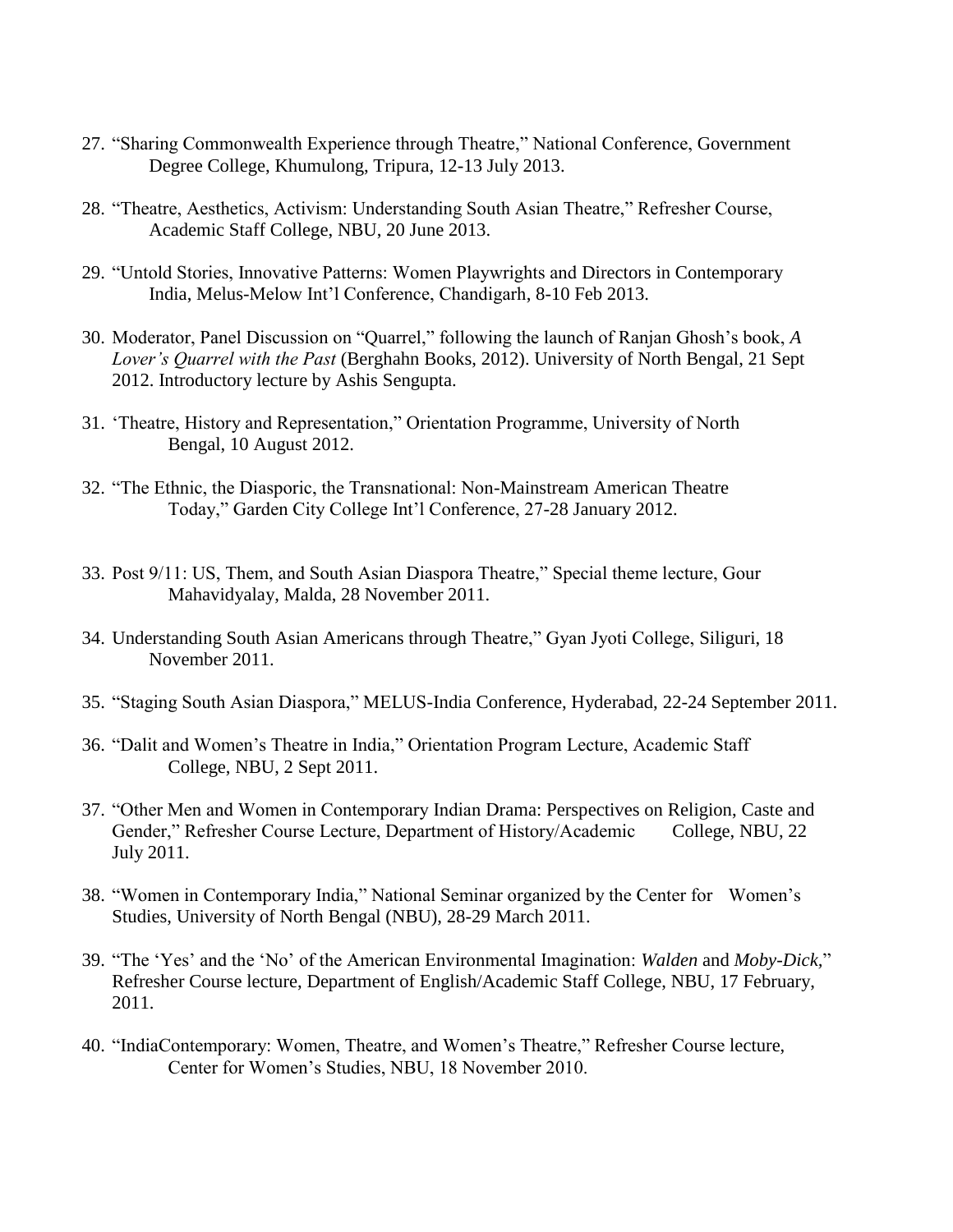27. "Sharing Commonwealth Experience through Theatre," National Conference, Government Degree College, Khumulong, Tripura, 12-13 July 2013.

28. "Theatre, Aesthetics, Activism: Understanding South Asian Theatre," Refresher Course, Academic Staff College, NBU, 20 June 2013.

29. "Untold Stories, Innovative Patterns: Women Playwrights and Directors in Contemporary India, Melus-Melow Int'l Conference, Chandigarh, 8-10 Feb 2013.

30. Moderator, Panel Discussion on "Quarrel," following the launch of Ranjan Ghosh's book, *A Lover's Quarrel with the Past* (Berghahn Books, 2012). University of North Bengal, 21 Sept 2012. Introductory lecture by Ashis Sengupta.

31. 'Theatre, History and Representation," Orientation Programme, University of North Bengal, 10 August 2012.

32. "The Ethnic, the Diasporic, the Transnational: Non-Mainstream American Theatre Today," Garden City College Int'l Conference, 27-28 January 2012.

33. Post 9/11: US, Them, and South Asian Diaspora Theatre," Special theme lecture, Gour Mahavidyalay, Malda, 28 November 2011.

34. Understanding South Asian Americans through Theatre," Gyan Jyoti College, Siliguri, 18 November 2011.

35. "Staging South Asian Diaspora," MELUS-India Conference, Hyderabad, 22-24 September 2011.

36. "Dalit and Women's Theatre in India," Orientation Program Lecture, Academic Staff College, NBU, 2 Sept 2011.

37. "Other Men and Women in Contemporary Indian Drama: Perspectives on Religion, Caste and Gender," Refresher Course Lecture, Department of History/Academic College, NBU, 22 July 2011.

38. "Women in Contemporary India," National Seminar organized by the Center for Women's Studies, University of North Bengal (NBU), 28-29 March 2011.

39. "The 'Yes' and the 'No' of the American Environmental Imagination: *Walden* and *Moby-Dick*," Refresher Course lecture, Department of English/Academic Staff College, NBU, 17 February, 2011.

40. "IndiaContemporary: Women, Theatre, and Women's Theatre," Refresher Course lecture, Center for Women's Studies, NBU, 18 November 2010.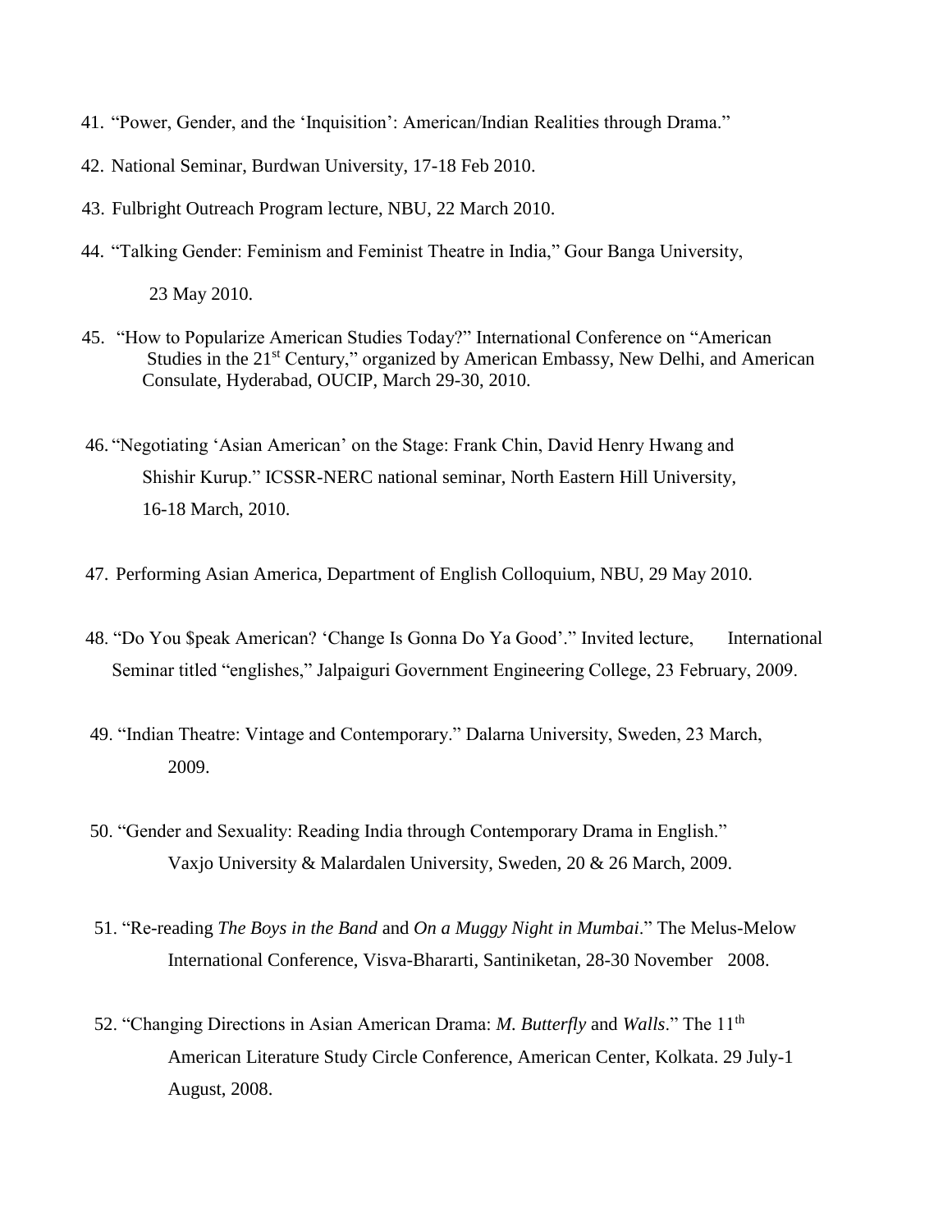41. "Power, Gender, and the 'Inquisition': American/Indian Realities through Drama."
42. National Seminar, Burdwan University, 17-18 Feb 2010.
43. Fulbright Outreach Program lecture, NBU, 22 March 2010.
44. "Talking Gender: Feminism and Feminist Theatre in India," Gour Banga University, 23 May 2010.
45. "How to Popularize American Studies Today?" International Conference on "American Studies in the 21st Century," organized by American Embassy, New Delhi, and American Consulate, Hyderabad, OUCIP, March 29-30, 2010.
46. "Negotiating 'Asian American' on the Stage: Frank Chin, David Henry Hwang and Shishir Kurup." ICSSR-NERC national seminar, North Eastern Hill University, 16-18 March, 2010.
47. Performing Asian America, Department of English Colloquium, NBU, 29 May 2010.
48. "Do You $peak American? 'Change Is Gonna Do Ya Good'." Invited lecture, International Seminar titled "englishes," Jalpaiguri Government Engineering College, 23 February, 2009.
49. "Indian Theatre: Vintage and Contemporary." Dalarna University, Sweden, 23 March, 2009.
50. "Gender and Sexuality: Reading India through Contemporary Drama in English." Vaxjo University & Malardalen University, Sweden, 20 & 26 March, 2009.
51. "Re-reading *The Boys in the Band* and *On a Muggy Night in Mumbai*." The Melus-Melow International Conference, Visva-Bhararti, Santiniketan, 28-30 November 2008.
52. "Changing Directions in Asian American Drama: *M. Butterfly* and *Walls*." The 11th American Literature Study Circle Conference, American Center, Kolkata. 29 July-1 August, 2008.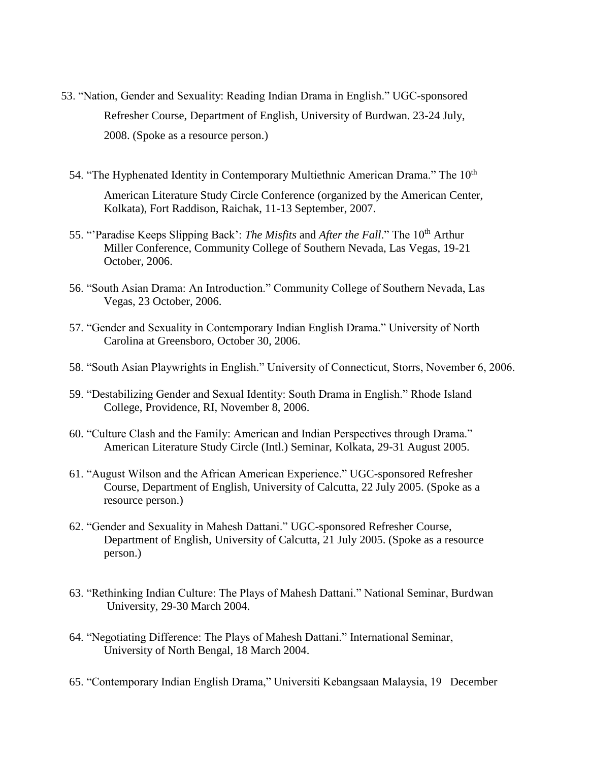53. "Nation, Gender and Sexuality: Reading Indian Drama in English." UGC-sponsored Refresher Course, Department of English, University of Burdwan. 23-24 July, 2008. (Spoke as a resource person.)

54. "The Hyphenated Identity in Contemporary Multiethnic American Drama." The 10th American Literature Study Circle Conference (organized by the American Center, Kolkata), Fort Raddison, Raichak, 11-13 September, 2007.

55. "'Paradise Keeps Slipping Back': *The Misfits* and *After the Fall*." The 10th Arthur Miller Conference, Community College of Southern Nevada, Las Vegas, 19-21 October, 2006.

56. "South Asian Drama: An Introduction." Community College of Southern Nevada, Las Vegas, 23 October, 2006.

57. "Gender and Sexuality in Contemporary Indian English Drama." University of North Carolina at Greensboro, October 30, 2006.

58. "South Asian Playwrights in English." University of Connecticut, Storrs, November 6, 2006.

59. "Destabilizing Gender and Sexual Identity: South Drama in English." Rhode Island College, Providence, RI, November 8, 2006.

60. "Culture Clash and the Family: American and Indian Perspectives through Drama." American Literature Study Circle (Intl.) Seminar, Kolkata, 29-31 August 2005.

61. "August Wilson and the African American Experience." UGC-sponsored Refresher Course, Department of English, University of Calcutta, 22 July 2005. (Spoke as a resource person.)

62. "Gender and Sexuality in Mahesh Dattani." UGC-sponsored Refresher Course, Department of English, University of Calcutta, 21 July 2005. (Spoke as a resource person.)

63. "Rethinking Indian Culture: The Plays of Mahesh Dattani." National Seminar, Burdwan University, 29-30 March 2004.

64. "Negotiating Difference: The Plays of Mahesh Dattani." International Seminar, University of North Bengal, 18 March 2004.

65. "Contemporary Indian English Drama," Universiti Kebangsaan Malaysia, 19 December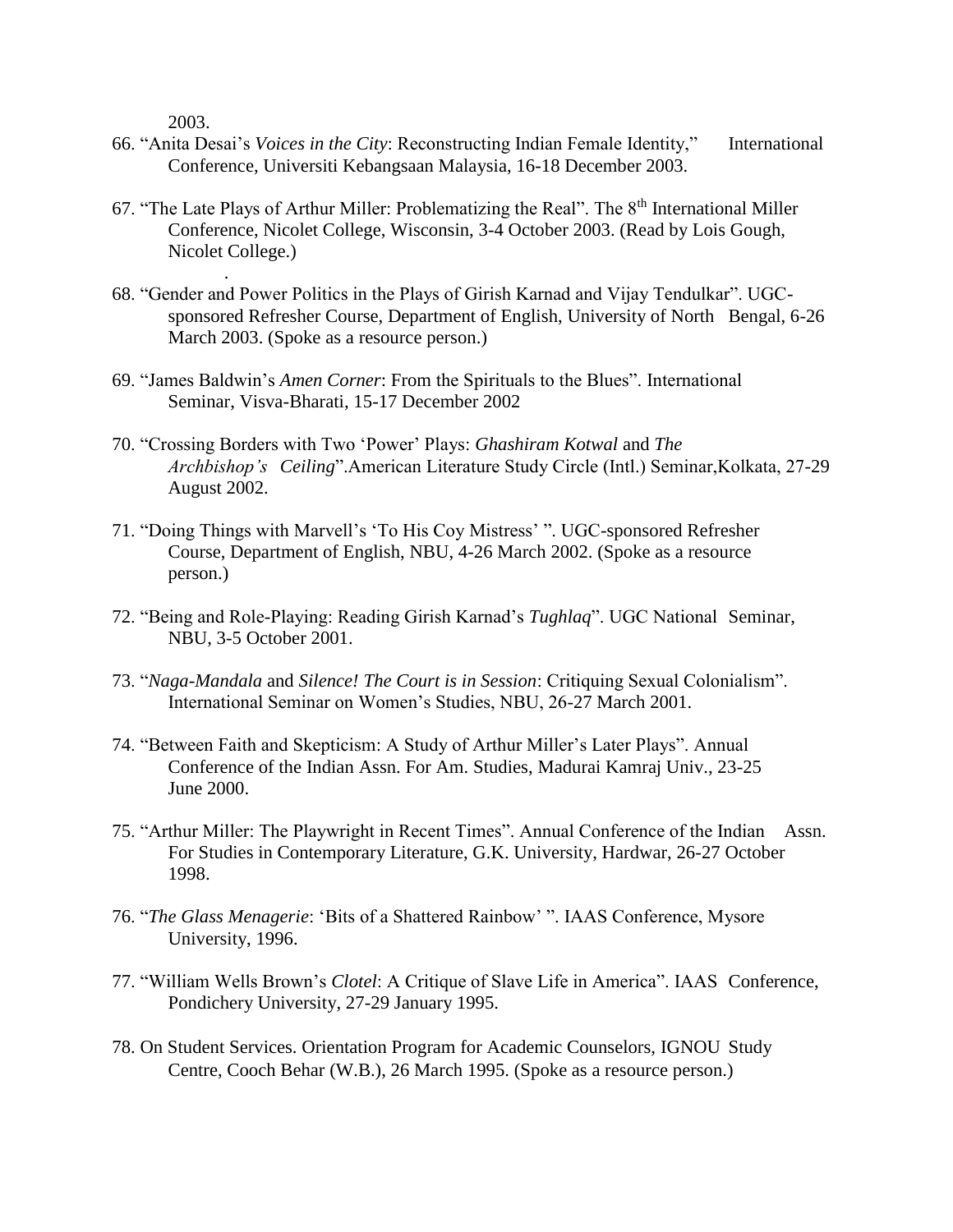2003.

66. "Anita Desai's *Voices in the City*: Reconstructing Indian Female Identity," International Conference, Universiti Kebangsaan Malaysia, 16-18 December 2003.

67. "The Late Plays of Arthur Miller: Problematizing the Real". The 8th International Miller Conference, Nicolet College, Wisconsin, 3-4 October 2003. (Read by Lois Gough, Nicolet College.)

68. "Gender and Power Politics in the Plays of Girish Karnad and Vijay Tendulkar". UGC-sponsored Refresher Course, Department of English, University of North Bengal, 6-26 March 2003. (Spoke as a resource person.)

69. "James Baldwin's *Amen Corner*: From the Spirituals to the Blues". International Seminar, Visva-Bharati, 15-17 December 2002

70. "Crossing Borders with Two 'Power' Plays: *Ghashiram Kotwal* and *The Archbishop's Ceiling*".American Literature Study Circle (Intl.) Seminar,Kolkata, 27-29 August 2002.

71. "Doing Things with Marvell's 'To His Coy Mistress' ". UGC-sponsored Refresher Course, Department of English, NBU, 4-26 March 2002. (Spoke as a resource person.)

72. "Being and Role-Playing: Reading Girish Karnad's *Tughlaq*". UGC National Seminar, NBU, 3-5 October 2001.

73. "*Naga-Mandala* and *Silence! The Court is in Session*: Critiquing Sexual Colonialism". International Seminar on Women's Studies, NBU, 26-27 March 2001.

74. "Between Faith and Skepticism: A Study of Arthur Miller's Later Plays". Annual Conference of the Indian Assn. For Am. Studies, Madurai Kamraj Univ., 23-25 June 2000.

75. "Arthur Miller: The Playwright in Recent Times". Annual Conference of the Indian Assn. For Studies in Contemporary Literature, G.K. University, Hardwar, 26-27 October 1998.

76. "*The Glass Menagerie*: 'Bits of a Shattered Rainbow' ". IAAS Conference, Mysore University, 1996.

77. "William Wells Brown's *Clotel*: A Critique of Slave Life in America". IAAS Conference, Pondichery University, 27-29 January 1995.

78. On Student Services. Orientation Program for Academic Counselors, IGNOU Study Centre, Cooch Behar (W.B.), 26 March 1995. (Spoke as a resource person.)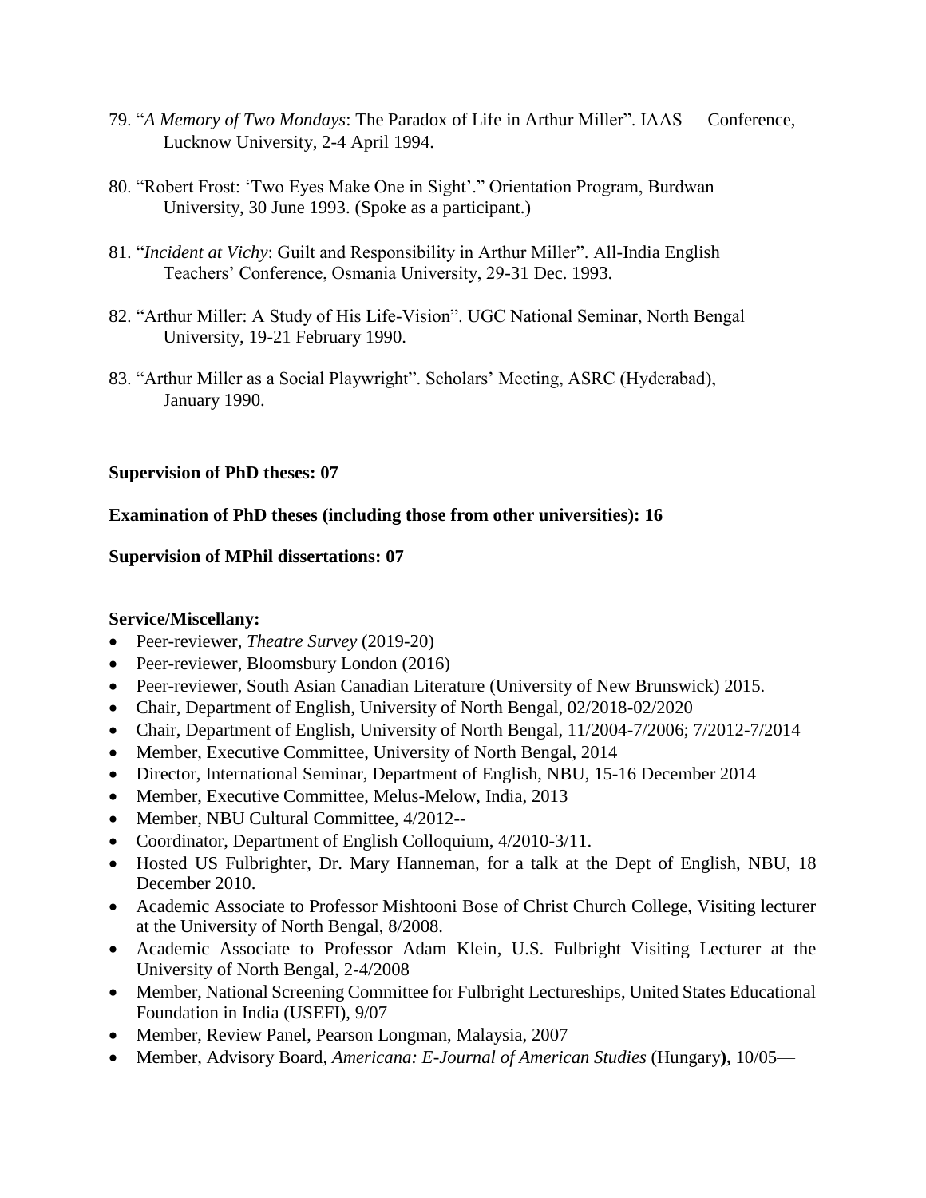79. "*A Memory of Two Mondays*: The Paradox of Life in Arthur Miller". IAAS Conference, Lucknow University, 2-4 April 1994.

80. "Robert Frost: 'Two Eyes Make One in Sight'." Orientation Program, Burdwan University, 30 June 1993. (Spoke as a participant.)

81. "*Incident at Vichy*: Guilt and Responsibility in Arthur Miller". All-India English Teachers' Conference, Osmania University, 29-31 Dec. 1993.

82. "Arthur Miller: A Study of His Life-Vision". UGC National Seminar, North Bengal University, 19-21 February 1990.

83. "Arthur Miller as a Social Playwright". Scholars' Meeting, ASRC (Hyderabad), January 1990.

**Supervision of PhD theses: 07**

**Examination of PhD theses (including those from other universities): 16**

**Supervision of MPhil dissertations: 07**

**Service/Miscellany:**

- Peer-reviewer, *Theatre Survey* (2019-20)
- Peer-reviewer, Bloomsbury London (2016)
- Peer-reviewer, South Asian Canadian Literature (University of New Brunswick) 2015.
- Chair, Department of English, University of North Bengal, 02/2018-02/2020
- Chair, Department of English, University of North Bengal, 11/2004-7/2006; 7/2012-7/2014
- Member, Executive Committee, University of North Bengal, 2014
- Director, International Seminar, Department of English, NBU, 15-16 December 2014
- Member, Executive Committee, Melus-Melow, India, 2013
- Member, NBU Cultural Committee, 4/2012--
- Coordinator, Department of English Colloquium, 4/2010-3/11.
- Hosted US Fulbrighter, Dr. Mary Hanneman, for a talk at the Dept of English, NBU, 18 December 2010.
- Academic Associate to Professor Mishtooni Bose of Christ Church College, Visiting lecturer at the University of North Bengal, 8/2008.
- Academic Associate to Professor Adam Klein, U.S. Fulbright Visiting Lecturer at the University of North Bengal, 2-4/2008
- Member, National Screening Committee for Fulbright Lectureships, United States Educational Foundation in India (USEFI), 9/07
- Member, Review Panel, Pearson Longman, Malaysia, 2007
- Member, Advisory Board, *Americana: E-Journal of American Studies* (Hungary**),** 10/05—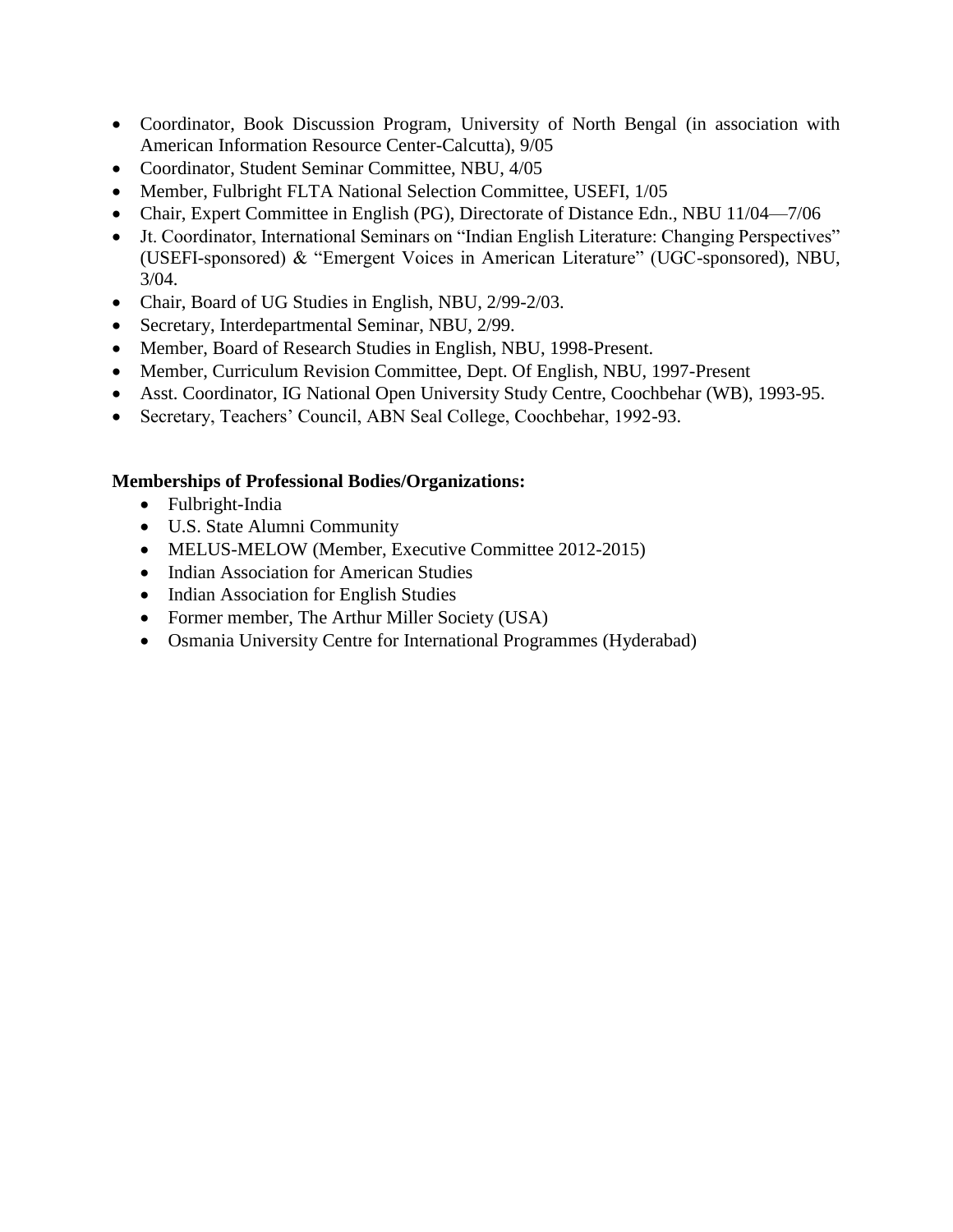- Coordinator, Book Discussion Program, University of North Bengal (in association with American Information Resource Center-Calcutta), 9/05
- Coordinator, Student Seminar Committee, NBU, 4/05
- Member, Fulbright FLTA National Selection Committee, USEFI, 1/05
- Chair, Expert Committee in English (PG), Directorate of Distance Edn., NBU 11/04—7/06
- Jt. Coordinator, International Seminars on "Indian English Literature: Changing Perspectives" (USEFI-sponsored) & "Emergent Voices in American Literature" (UGC-sponsored), NBU, 3/04.
- Chair, Board of UG Studies in English, NBU, 2/99-2/03.
- Secretary, Interdepartmental Seminar, NBU, 2/99.
- Member, Board of Research Studies in English, NBU, 1998-Present.
- Member, Curriculum Revision Committee, Dept. Of English, NBU, 1997-Present
- Asst. Coordinator, IG National Open University Study Centre, Coochbehar (WB), 1993-95.
- Secretary, Teachers' Council, ABN Seal College, Coochbehar, 1992-93.

**Memberships of Professional Bodies/Organizations:**

- Fulbright-India
- U.S. State Alumni Community
- MELUS-MELOW (Member, Executive Committee 2012-2015)
- Indian Association for American Studies
- Indian Association for English Studies
- Former member, The Arthur Miller Society (USA)
- Osmania University Centre for International Programmes (Hyderabad)